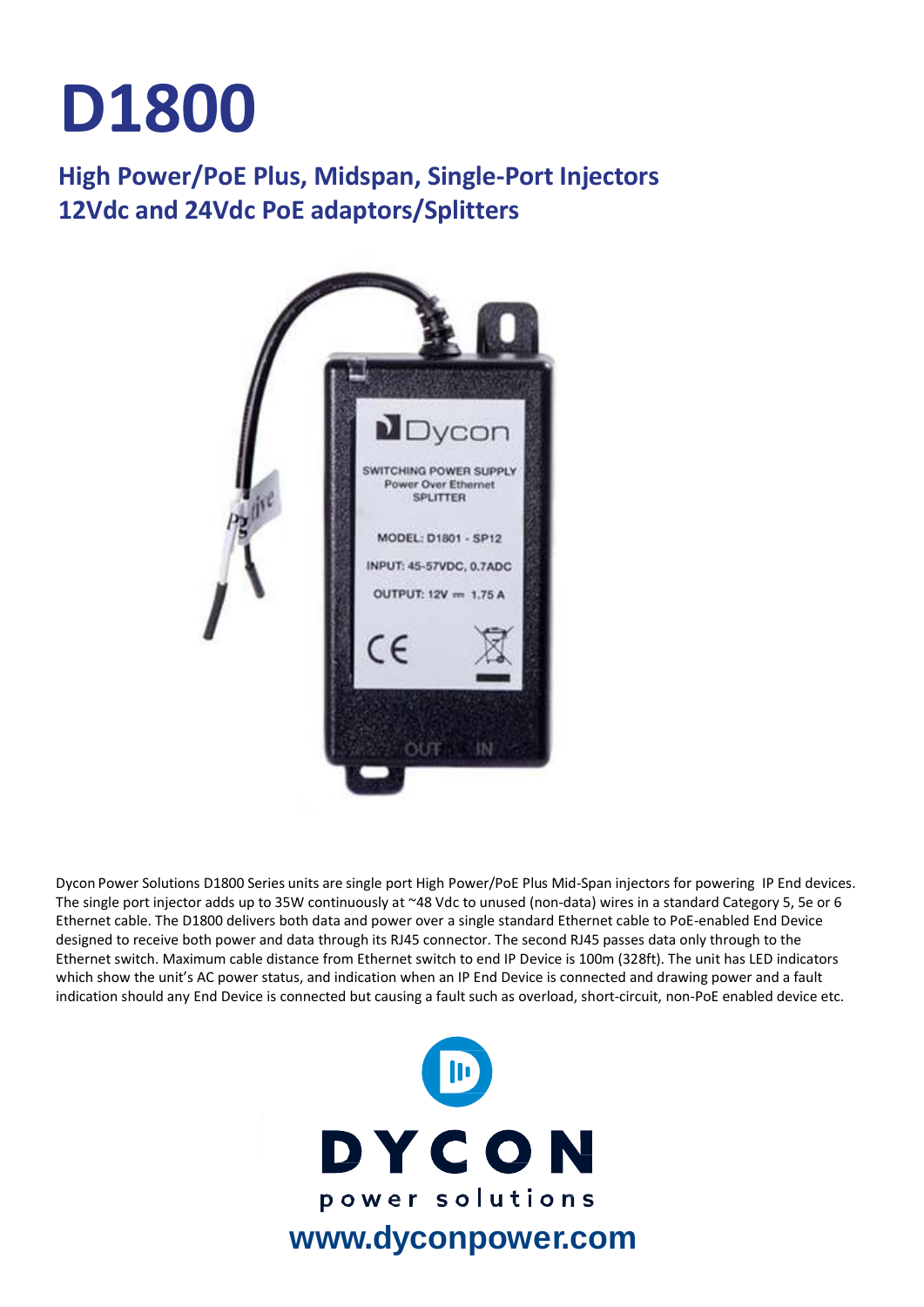# D1800

## High Power/PoE Plus, Midspan, Single-Port Injectors
## 12Vdc and 24Vdc PoE adaptors/Splitters

Dycon Power Solutions D1800 Series units are single port High Power/PoE Plus Mid-Span injectors for powering IP End devices. The single port injector adds up to 35W continuously at ~48 Vdc to unused (non-data) wires in a standard Category 5, 5e or 6 Ethernet cable. The D1800 delivers both data and power over a single standard Ethernet cable to PoE-enabled End Device designed to receive both power and data through its RJ45 connector. The second RJ45 passes data only through to the Ethernet switch. Maximum cable distance from Ethernet switch to end IP Device is 100m (328ft). The unit has LED indicators which show the unit's AC power status, and indication when an IP End Device is connected and drawing power and a fault indication should any End Device is connected but causing a fault such as overload, short-circuit, non-PoE enabled device etc.

DYCON
power solutions

www.dyconpower.com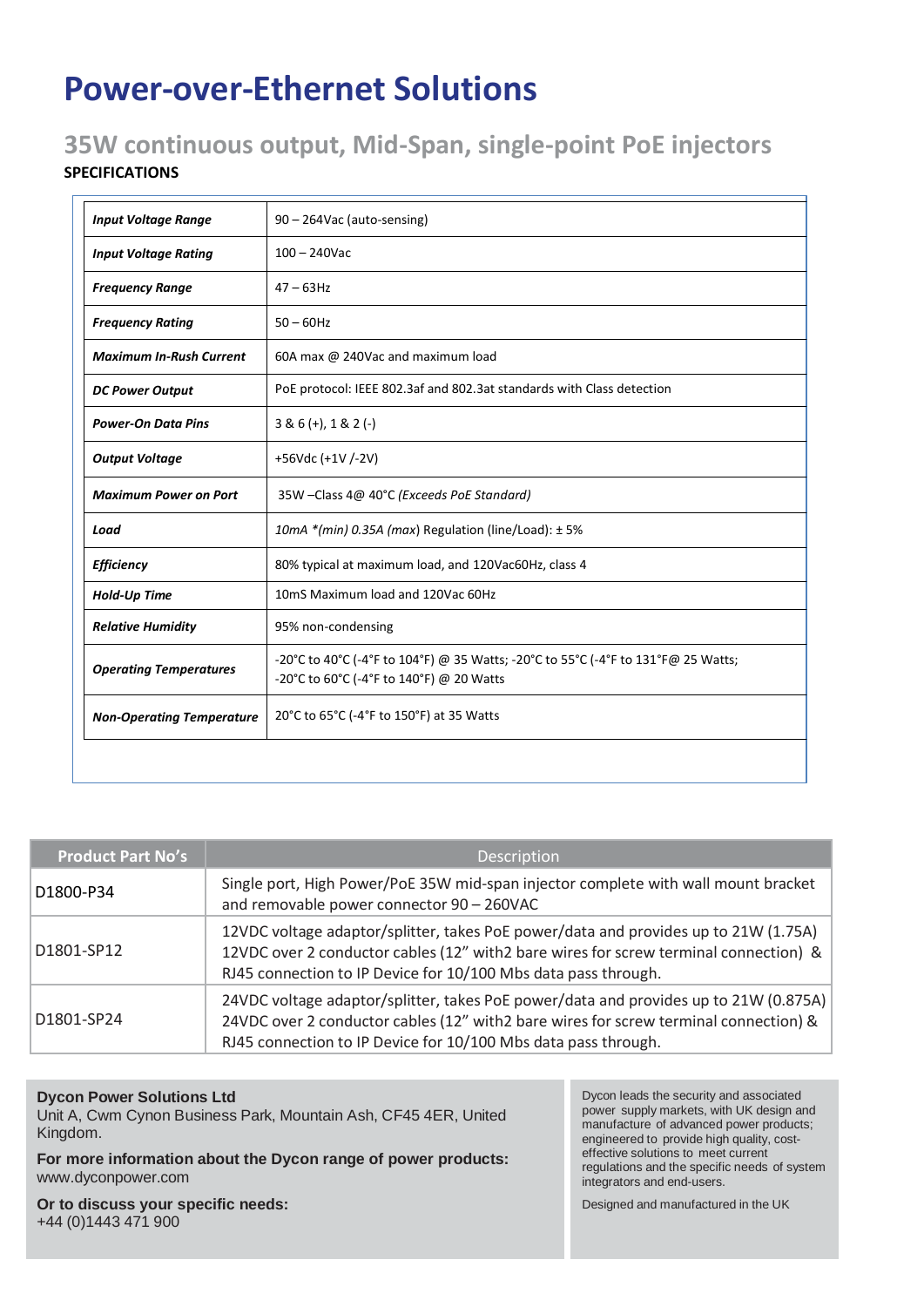# Power-over-Ethernet Solutions

## 35W continuous output, Mid-Span, single-point PoE injectors

**SPECIFICATIONS**

| | |
|---|---|
| ***Input Voltage Range*** | 90 – 264Vac (auto-sensing) |
| ***Input Voltage Rating*** | 100 – 240Vac |
| ***Frequency Range*** | 47 – 63Hz |
| ***Frequency Rating*** | 50 – 60Hz |
| ***Maximum In-Rush Current*** | 60A max @ 240Vac and maximum load |
| ***DC Power Output*** | PoE protocol: IEEE 802.3af and 802.3at standards with Class detection |
| ***Power-On Data Pins*** | 3 & 6 (+), 1 & 2 (-) |
| ***Output Voltage*** | +56Vdc (+1V /-2V) |
| ***Maximum Power on Port*** | 35W –Class 4@ 40°C *(Exceeds PoE Standard)* |
| ***Load*** | *10mA *(min) 0.35A (max)* Regulation (line/Load): ± 5% |
| ***Efficiency*** | 80% typical at maximum load, and 120Vac60Hz, class 4 |
| ***Hold-Up Time*** | 10mS Maximum load and 120Vac 60Hz |
| ***Relative Humidity*** | 95% non-condensing |
| ***Operating Temperatures*** | -20°C to 40°C (-4°F to 104°F) @ 35 Watts; -20°C to 55°C (-4°F to 131°F@ 25 Watts; -20°C to 60°C (-4°F to 140°F) @ 20 Watts |
| ***Non-Operating Temperature*** | 20°C to 65°C (-4°F to 150°F) at 35 Watts |

| Product Part No's | Description |
|---|---|
| D1800-P34 | Single port, High Power/PoE 35W mid-span injector complete with wall mount bracket and removable power connector 90 – 260VAC |
| D1801-SP12 | 12VDC voltage adaptor/splitter, takes PoE power/data and provides up to 21W (1.75A) 12VDC over 2 conductor cables (12" with2 bare wires for screw terminal connection) & RJ45 connection to IP Device for 10/100 Mbs data pass through. |
| D1801-SP24 | 24VDC voltage adaptor/splitter, takes PoE power/data and provides up to 21W (0.875A) 24VDC over 2 conductor cables (12" with2 bare wires for screw terminal connection) & RJ45 connection to IP Device for 10/100 Mbs data pass through. |

**Dycon Power Solutions Ltd**
Unit A, Cwm Cynon Business Park, Mountain Ash, CF45 4ER, United Kingdom.

**For more information about the Dycon range of power products:**
www.dyconpower.com

**Or to discuss your specific needs:**
+44 (0)1443 471 900

Dycon leads the security and associated power supply markets, with UK design and manufacture of advanced power products; engineered to provide high quality, cost-effective solutions to meet current regulations and the specific needs of system integrators and end-users.

Designed and manufactured in the UK